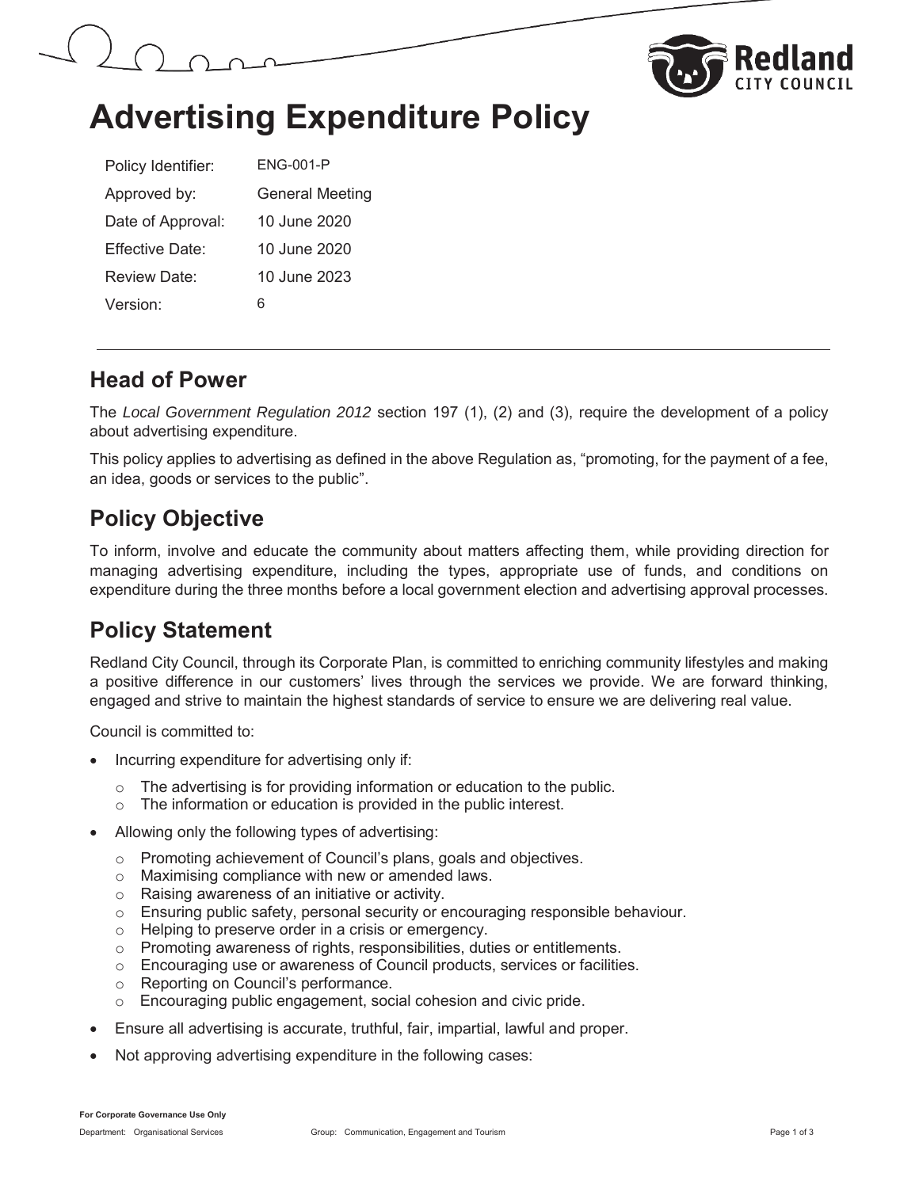# Advertising Expenditure Policy

| Policy Identifier: | ENG-001-P |
|---|---|
| Approved by: | General Meeting |
| Date of Approval: | 10 June 2020 |
| Effective Date: | 10 June 2020 |
| Review Date: | 10 June 2023 |
| Version: | 6 |

## Head of Power

The *Local Government Regulation 2012* section 197 (1), (2) and (3), require the development of a policy about advertising expenditure.

This policy applies to advertising as defined in the above Regulation as, "promoting, for the payment of a fee, an idea, goods or services to the public".

## Policy Objective

To inform, involve and educate the community about matters affecting them, while providing direction for managing advertising expenditure, including the types, appropriate use of funds, and conditions on expenditure during the three months before a local government election and advertising approval processes.

## Policy Statement

Redland City Council, through its Corporate Plan, is committed to enriching community lifestyles and making a positive difference in our customers' lives through the services we provide. We are forward thinking, engaged and strive to maintain the highest standards of service to ensure we are delivering real value.

Council is committed to:

- Incurring expenditure for advertising only if:
  - The advertising is for providing information or education to the public.
  - The information or education is provided in the public interest.
- Allowing only the following types of advertising:
  - Promoting achievement of Council's plans, goals and objectives.
  - Maximising compliance with new or amended laws.
  - Raising awareness of an initiative or activity.
  - Ensuring public safety, personal security or encouraging responsible behaviour.
  - Helping to preserve order in a crisis or emergency.
  - Promoting awareness of rights, responsibilities, duties or entitlements.
  - Encouraging use or awareness of Council products, services or facilities.
  - Reporting on Council's performance.
  - Encouraging public engagement, social cohesion and civic pride.
- Ensure all advertising is accurate, truthful, fair, impartial, lawful and proper.
- Not approving advertising expenditure in the following cases: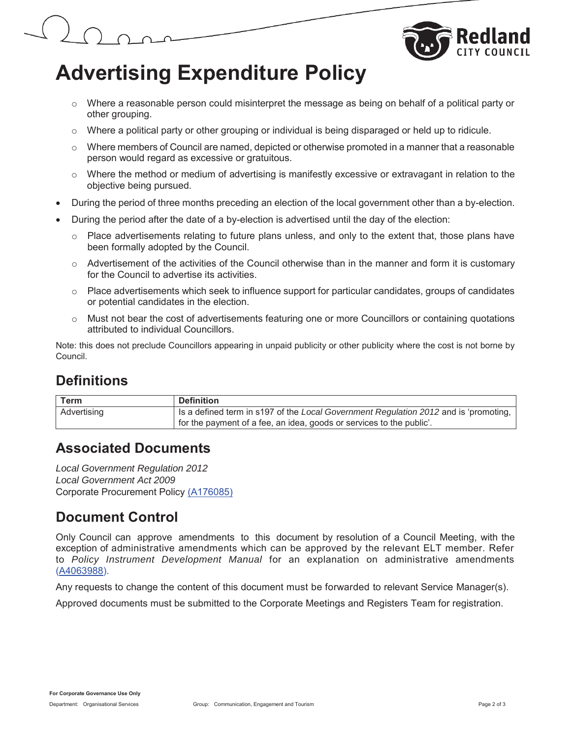- Where a reasonable person could misinterpret the message as being on behalf of a political party or other grouping.
  - Where a political party or other grouping or individual is being disparaged or held up to ridicule.
  - Where members of Council are named, depicted or otherwise promoted in a manner that a reasonable person would regard as excessive or gratuitous.
  - Where the method or medium of advertising is manifestly excessive or extravagant in relation to the objective being pursued.
- During the period of three months preceding an election of the local government other than a by-election.
- During the period after the date of a by-election is advertised until the day of the election:
  - Place advertisements relating to future plans unless, and only to the extent that, those plans have been formally adopted by the Council.
  - Advertisement of the activities of the Council otherwise than in the manner and form it is customary for the Council to advertise its activities.
  - Place advertisements which seek to influence support for particular candidates, groups of candidates or potential candidates in the election.
  - Must not bear the cost of advertisements featuring one or more Councillors or containing quotations attributed to individual Councillors.

Note: this does not preclude Councillors appearing in unpaid publicity or other publicity where the cost is not borne by Council.

## Definitions

| Term | Definition |
| --- | --- |
| Advertising | Is a defined term in s197 of the *Local Government Regulation 2012* and is 'promoting, for the payment of a fee, an idea, goods or services to the public'. |

## Associated Documents

*Local Government Regulation 2012*
*Local Government Act 2009*
Corporate Procurement Policy (A176085)

## Document Control

Only Council can approve amendments to this document by resolution of a Council Meeting, with the exception of administrative amendments which can be approved by the relevant ELT member. Refer to *Policy Instrument Development Manual* for an explanation on administrative amendments (A4063988).

Any requests to change the content of this document must be forwarded to relevant Service Manager(s).

Approved documents must be submitted to the Corporate Meetings and Registers Team for registration.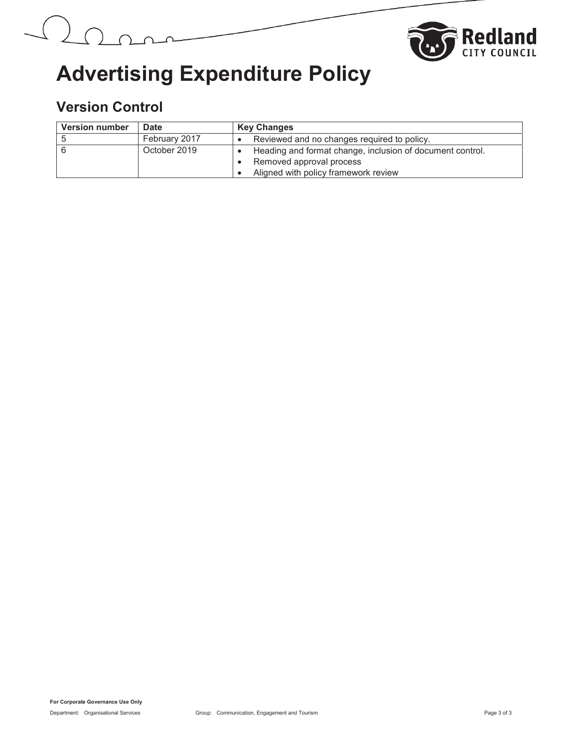# Advertising Expenditure Policy

## Version Control

| Version number | Date | Key Changes |
|---|---|---|
| 5 | February 2017 | • Reviewed and no changes required to policy. |
| 6 | October 2019 | • Heading and format change, inclusion of document control.<br>• Removed approval process<br>• Aligned with policy framework review |

**For Corporate Governance Use Only**

Department: Organisational Services Group: Communication, Engagement and Tourism